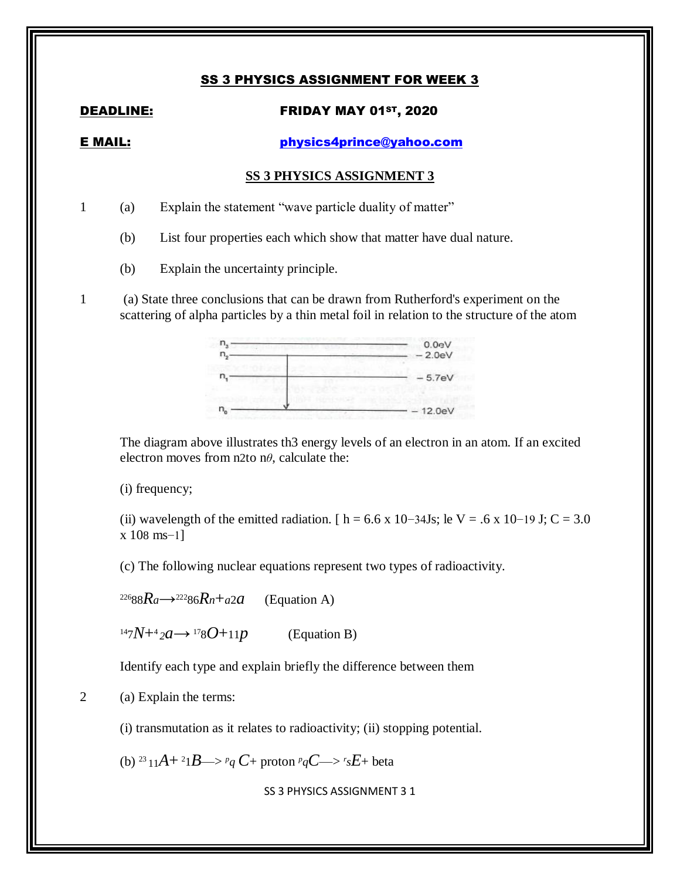## SS 3 PHYSICS ASSIGNMENT FOR WEEK 3

**DEADLINE:** **FRIDAY MAY 01$^{ST}$, 2020**

**E MAIL:** **physics4prince@yahoo.com**

### SS 3 PHYSICS ASSIGNMENT 3

1 (a) Explain the statement "wave particle duality of matter"

(b) List four properties each which show that matter have dual nature.

(b) Explain the uncertainty principle.

1 (a) State three conclusions that can be drawn from Rutherford's experiment on the scattering of alpha particles by a thin metal foil in relation to the structure of the atom

| Level | Energy |
|---|---|
| $n_3$ | 0.0eV |
| $n_2$ | − 2.0eV |
| $n_1$ | − 5.7eV |
| $n_0$ | − 12.0eV |

The diagram above illustrates th3 energy levels of an electron in an atom. If an excited electron moves from n2to n$\theta$, calculate the:

(i) frequency;

(ii) wavelength of the emitted radiation. [ $h = 6.6 \times 10^{-34}$Js; le V = .6 x $10^{-19}$ J; $C = 3.0 \times 10^{8}$ $ms^{-1}$]

(c) The following nuclear equations represent two types of radioactivity.

$^{226}_{88}Ra \longrightarrow ^{222}_{86}Rn + _{a2}a$ (Equation A)

$^{14}_{7}N + ^{4}_{2}a \longrightarrow ^{17}_{8}O + ^{1}_{1}p$ (Equation B)

Identify each type and explain briefly the difference between them

2 (a) Explain the terms:

(i) transmutation as it relates to radioactivity; (ii) stopping potential.

(b) $^{23}_{11}A + ^{2}_{1}B \longrightarrow ^{p}_{q}C +$ proton $^{p}_{q}C \longrightarrow ^{r}_{s}E +$ beta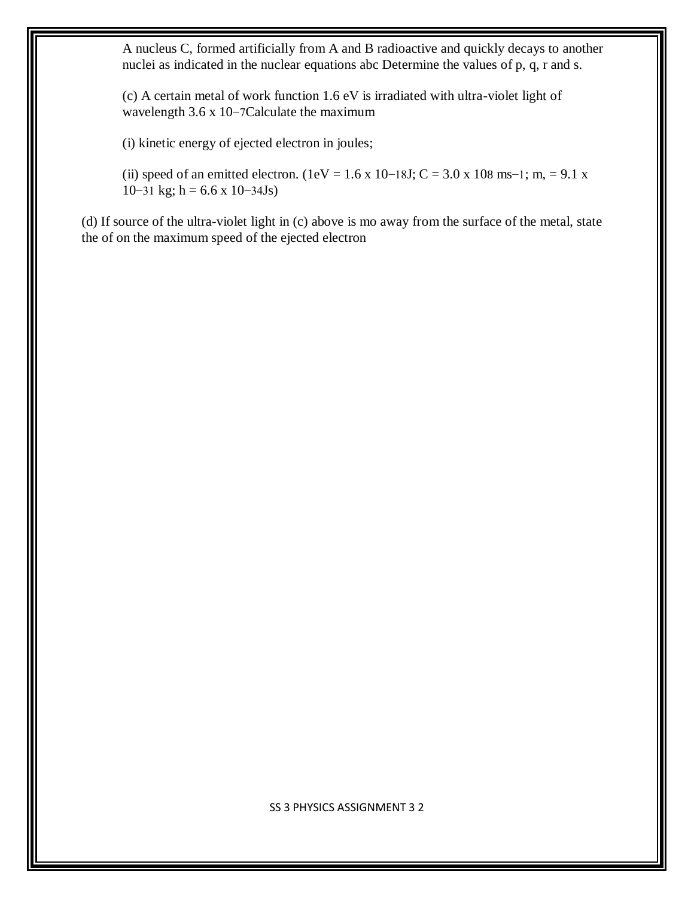A nucleus C, formed artificially from A and B radioactive and quickly decays to another nuclei as indicated in the nuclear equations abc Determine the values of p, q, r and s.

(c) A certain metal of work function 1.6 eV is irradiated with ultra-violet light of wavelength $3.6 \times 10^{-7}$Calculate the maximum

(i) kinetic energy of ejected electron in joules;

(ii) speed of an emitted electron. ($1eV = 1.6 \times 10^{-18}J$; $C = 3.0 \times 10^{8} ms^{-1}$; m, = $9.1 \times 10^{-31}$ kg; $h = 6.6 \times 10^{-34}Js$)

(d) If source of the ultra-violet light in (c) above is mo away from the surface of the metal, state the of on the maximum speed of the ejected electron